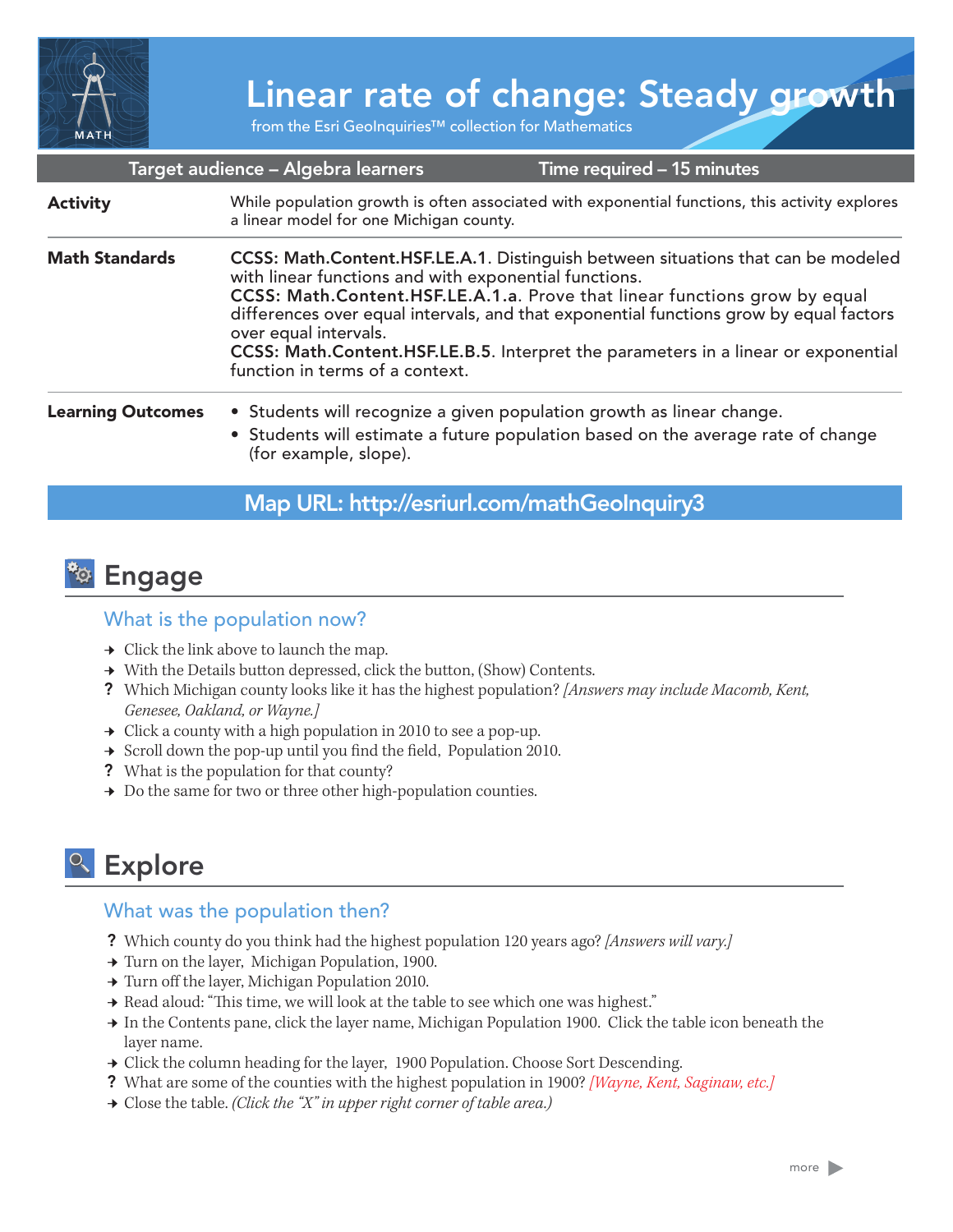# Linear rate of change: Steady growth

from the Esri GeoInquiries™ collection for Mathematics

| Target audience – Algebra learners | Time required – 15 minutes |
| --- | --- |

| | |
| --- | --- |
| **Activity** | While population growth is often associated with exponential functions, this activity explores a linear model for one Michigan county. |
| **Math Standards** | **CCSS: Math.Content.HSF.LE.A.1**. Distinguish between situations that can be modeled with linear functions and with exponential functions. **CCSS: Math.Content.HSF.LE.A.1.a**. Prove that linear functions grow by equal differences over equal intervals, and that exponential functions grow by equal factors over equal intervals. **CCSS: Math.Content.HSF.LE.B.5**. Interpret the parameters in a linear or exponential function in terms of a context. |
| **Learning Outcomes** | • Students will recognize a given population growth as linear change. • Students will estimate a future population based on the average rate of change (for example, slope). |

**Map URL: http://esriurl.com/mathGeoInquiry3**

## Engage

### What is the population now?

→ Click the link above to launch the map.

→ With the Details button depressed, click the button, (Show) Contents.

? Which Michigan county looks like it has the highest population? *[Answers may include Macomb, Kent, Genesee, Oakland, or Wayne.]*

→ Click a county with a high population in 2010 to see a pop-up.

→ Scroll down the pop-up until you find the field, Population 2010.

? What is the population for that county?

→ Do the same for two or three other high-population counties.

## Explore

### What was the population then?

? Which county do you think had the highest population 120 years ago? *[Answers will vary.]*

→ Turn on the layer, Michigan Population, 1900.

→ Turn off the layer, Michigan Population 2010.

→ Read aloud: "This time, we will look at the table to see which one was highest."

→ In the Contents pane, click the layer name, Michigan Population 1900. Click the table icon beneath the layer name.

→ Click the column heading for the layer, 1900 Population. Choose Sort Descending.

? What are some of the counties with the highest population in 1900? *[Wayne, Kent, Saginaw, etc.]*

→ Close the table. *(Click the "X" in upper right corner of table area.)*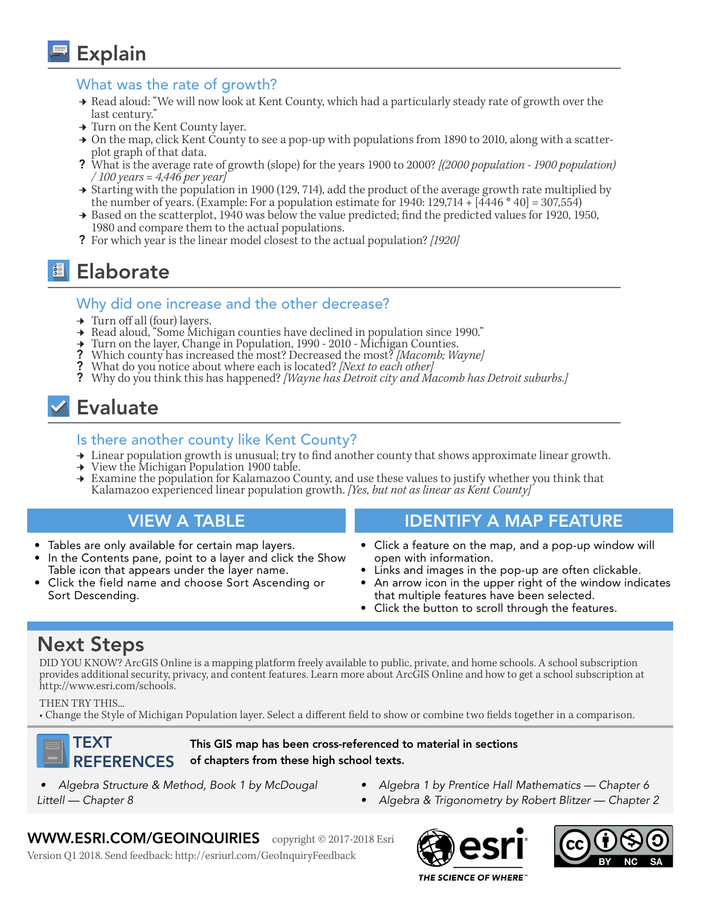# Explain

## What was the rate of growth?

→ Read aloud: "We will now look at Kent County, which had a particularly steady rate of growth over the last century."
→ Turn on the Kent County layer.
→ On the map, click Kent County to see a pop-up with populations from 1890 to 2010, along with a scatter-plot graph of that data.
? What is the average rate of growth (slope) for the years 1900 to 2000? *[(2000 population - 1900 population) / 100 years = 4,446 per year]*
→ Starting with the population in 1900 (129, 714), add the product of the average growth rate multiplied by the number of years. (Example: For a population estimate for 1940: 129,714 + [4446 * 40] = 307,554)
→ Based on the scatterplot, 1940 was below the value predicted; find the predicted values for 1920, 1950, 1980 and compare them to the actual populations.
? For which year is the linear model closest to the actual population? *[1920]*

# Elaborate

## Why did one increase and the other decrease?

→ Turn off all (four) layers.
→ Read aloud, "Some Michigan counties have declined in population since 1990."
→ Turn on the layer, Change in Population, 1990 - 2010 - Michigan Counties.
? Which county has increased the most? Decreased the most? *[Macomb; Wayne]*
? What do you notice about where each is located? *[Next to each other]*
? Why do you think this has happened? *[Wayne has Detroit city and Macomb has Detroit suburbs.]*

# Evaluate

## Is there another county like Kent County?

→ Linear population growth is unusual; try to find another county that shows approximate linear growth.
→ View the Michigan Population 1900 table.
→ Examine the population for Kalamazoo County, and use these values to justify whether you think that Kalamazoo experienced linear population growth. *[Yes, but not as linear as Kent County]*

## VIEW A TABLE

- Tables are only available for certain map layers.
- In the Contents pane, point to a layer and click the Show Table icon that appears under the layer name.
- Click the field name and choose Sort Ascending or Sort Descending.

## IDENTIFY A MAP FEATURE

- Click a feature on the map, and a pop-up window will open with information.
- Links and images in the pop-up are often clickable.
- An arrow icon in the upper right of the window indicates that multiple features have been selected.
- Click the button to scroll through the features.

# Next Steps

DID YOU KNOW? ArcGIS Online is a mapping platform freely available to public, private, and home schools. A school subscription provides additional security, privacy, and content features. Learn more about ArcGIS Online and how to get a school subscription at http://www.esri.com/schools.

THEN TRY THIS...
• Change the Style of Michigan Population layer. Select a different field to show or combine two fields together in a comparison.

## TEXT REFERENCES

**This GIS map has been cross-referenced to material in sections of chapters from these high school texts.**

- *Algebra Structure & Method, Book 1 by McDougal Littell — Chapter 8*
- *Algebra 1 by Prentice Hall Mathematics — Chapter 6*
- *Algebra & Trigonometry by Robert Blitzer — Chapter 2*

**WWW.ESRI.COM/GEOINQUIRIES** copyright © 2017-2018 Esri
Version Q1 2018. Send feedback: http://esriurl.com/GeoInquiryFeedback

esri THE SCIENCE OF WHERE™

BY NC SA